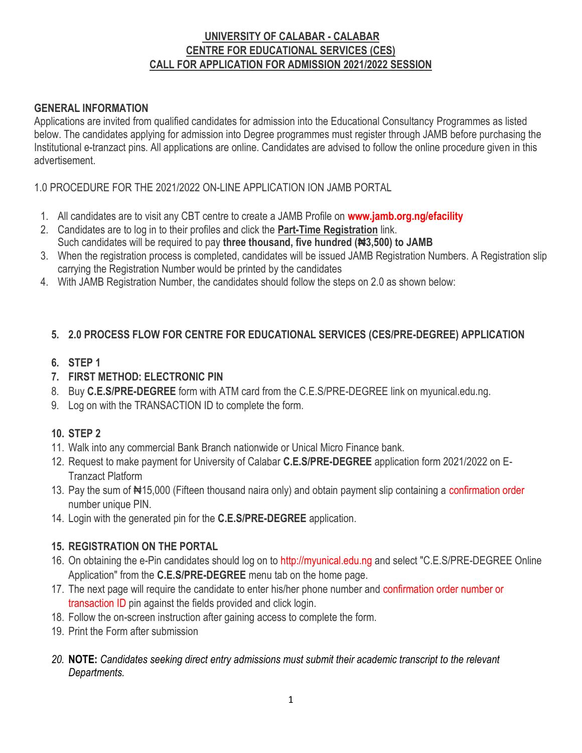# UNIVERSITY OF CALABAR - CALABAR
## CENTRE FOR EDUCATIONAL SERVICES (CES)
## CALL FOR APPLICATION FOR ADMISSION 2021/2022 SESSION

### GENERAL INFORMATION

Applications are invited from qualified candidates for admission into the Educational Consultancy Programmes as listed below. The candidates applying for admission into Degree programmes must register through JAMB before purchasing the Institutional e-tranzact pins. All applications are online. Candidates are advised to follow the online procedure given in this advertisement.

1.0 PROCEDURE FOR THE 2021/2022 ON-LINE APPLICATION ION JAMB PORTAL

1. All candidates are to visit any CBT centre to create a JAMB Profile on **www.jamb.org.ng/efacility**
2. Candidates are to log in to their profiles and click the **Part-Time Registration** link. Such candidates will be required to pay **three thousand, five hundred (₦3,500) to JAMB**
3. When the registration process is completed, candidates will be issued JAMB Registration Numbers. A Registration slip carrying the Registration Number would be printed by the candidates
4. With JAMB Registration Number, the candidates should follow the steps on 2.0 as shown below:

5. **2.0 PROCESS FLOW FOR CENTRE FOR EDUCATIONAL SERVICES (CES/PRE-DEGREE) APPLICATION**

6. **STEP 1**
7. **FIRST METHOD: ELECTRONIC PIN**
8. Buy **C.E.S/PRE-DEGREE** form with ATM card from the C.E.S/PRE-DEGREE link on myunical.edu.ng.
9. Log on with the TRANSACTION ID to complete the form.

10. **STEP 2**
11. Walk into any commercial Bank Branch nationwide or Unical Micro Finance bank.
12. Request to make payment for University of Calabar **C.E.S/PRE-DEGREE** application form 2021/2022 on E-Tranzact Platform
13. Pay the sum of ₦15,000 (Fifteen thousand naira only) and obtain payment slip containing a confirmation order number unique PIN.
14. Login with the generated pin for the **C.E.S/PRE-DEGREE** application.

15. **REGISTRATION ON THE PORTAL**
16. On obtaining the e-Pin candidates should log on to http://myunical.edu.ng and select "C.E.S/PRE-DEGREE Online Application" from the **C.E.S/PRE-DEGREE** menu tab on the home page.
17. The next page will require the candidate to enter his/her phone number and confirmation order number or transaction ID pin against the fields provided and click login.
18. Follow the on-screen instruction after gaining access to complete the form.
19. Print the Form after submission

20. **NOTE:** *Candidates seeking direct entry admissions must submit their academic transcript to the relevant Departments.*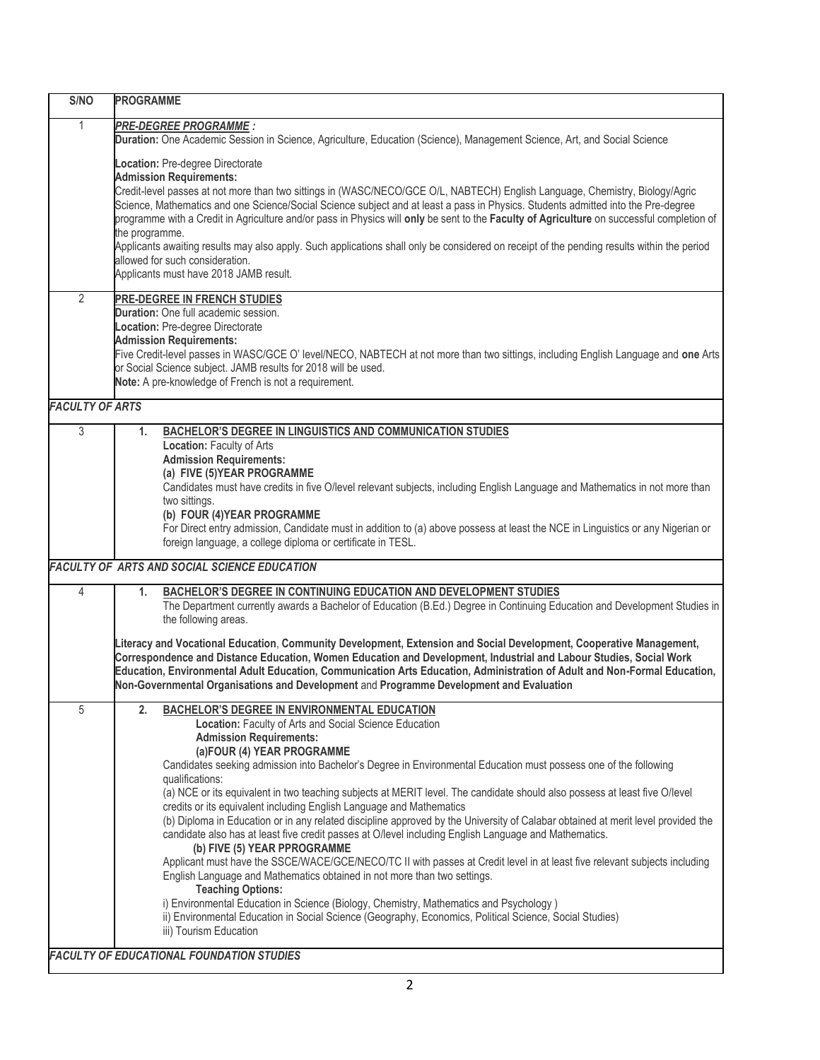| S/NO | PROGRAMME |
|---|---|
| 1 | ***PRE-DEGREE PROGRAMME :*** <br> **Duration:** One Academic Session in Science, Agriculture, Education (Science), Management Science, Art, and Social Science <br><br> **Location:** Pre-degree Directorate <br> **Admission Requirements:** <br> Credit-level passes at not more than two sittings in (WASC/NECO/GCE O/L, NABTECH) English Language, Chemistry, Biology/Agric Science, Mathematics and one Science/Social Science subject and at least a pass in Physics. Students admitted into the Pre-degree programme with a Credit in Agriculture and/or pass in Physics will **only** be sent to the **Faculty of Agriculture** on successful completion of the programme. <br> Applicants awaiting results may also apply. Such applications shall only be considered on receipt of the pending results within the period allowed for such consideration. <br> Applicants must have 2018 JAMB result. |
| 2 | **PRE-DEGREE IN FRENCH STUDIES** <br> **Duration:** One full academic session. <br> **Location:** Pre-degree Directorate <br> **Admission Requirements:** <br> Five Credit-level passes in WASC/GCE O' level/NECO, NABTECH at not more than two sittings, including English Language and **one** Arts or Social Science subject. JAMB results for 2018 will be used. <br> **Note:** A pre-knowledge of French is not a requirement. |
| ***FACULTY OF ARTS*** | |
| 3 | **1. BACHELOR'S DEGREE IN LINGUISTICS AND COMMUNICATION STUDIES** <br> **Location:** Faculty of Arts <br> **Admission Requirements:** <br> **(a) FIVE (5)YEAR PROGRAMME** <br> Candidates must have credits in five O/level relevant subjects, including English Language and Mathematics in not more than two sittings. <br> **(b) FOUR (4)YEAR PROGRAMME** <br> For Direct entry admission, Candidate must in addition to (a) above possess at least the NCE in Linguistics or any Nigerian or foreign language, a college diploma or certificate in TESL. |
| ***FACULTY OF ARTS AND SOCIAL SCIENCE EDUCATION*** | |
| 4 | **1. BACHELOR'S DEGREE IN CONTINUING EDUCATION AND DEVELOPMENT STUDIES** <br> The Department currently awards a Bachelor of Education (B.Ed.) Degree in Continuing Education and Development Studies in the following areas. <br><br> **Literacy and Vocational Education**, **Community Development, Extension and Social Development, Cooperative Management, Correspondence and Distance Education, Women Education and Development, Industrial and Labour Studies, Social Work Education, Environmental Adult Education, Communication Arts Education, Administration of Adult and Non-Formal Education, Non-Governmental Organisations and Development** and **Programme Development and Evaluation** |
| 5 | **2. BACHELOR'S DEGREE IN ENVIRONMENTAL EDUCATION** <br> **Location:** Faculty of Arts and Social Science Education <br> **Admission Requirements:** <br> **(a)FOUR (4) YEAR PROGRAMME** <br> Candidates seeking admission into Bachelor's Degree in Environmental Education must possess one of the following qualifications: <br> (a) NCE or its equivalent in two teaching subjects at MERIT level. The candidate should also possess at least five O/level credits or its equivalent including English Language and Mathematics <br> (b) Diploma in Education or in any related discipline approved by the University of Calabar obtained at merit level provided the candidate also has at least five credit passes at O/level including English Language and Mathematics. <br> **(b) FIVE (5) YEAR PPROGRAMME** <br> Applicant must have the SSCE/WACE/GCE/NECO/TC II with passes at Credit level in at least five relevant subjects including English Language and Mathematics obtained in not more than two settings. <br> **Teaching Options:** <br> i) Environmental Education in Science (Biology, Chemistry, Mathematics and Psychology ) <br> ii) Environmental Education in Social Science (Geography, Economics, Political Science, Social Studies) <br> iii) Tourism Education |
| ***FACULTY OF EDUCATIONAL FOUNDATION STUDIES*** | |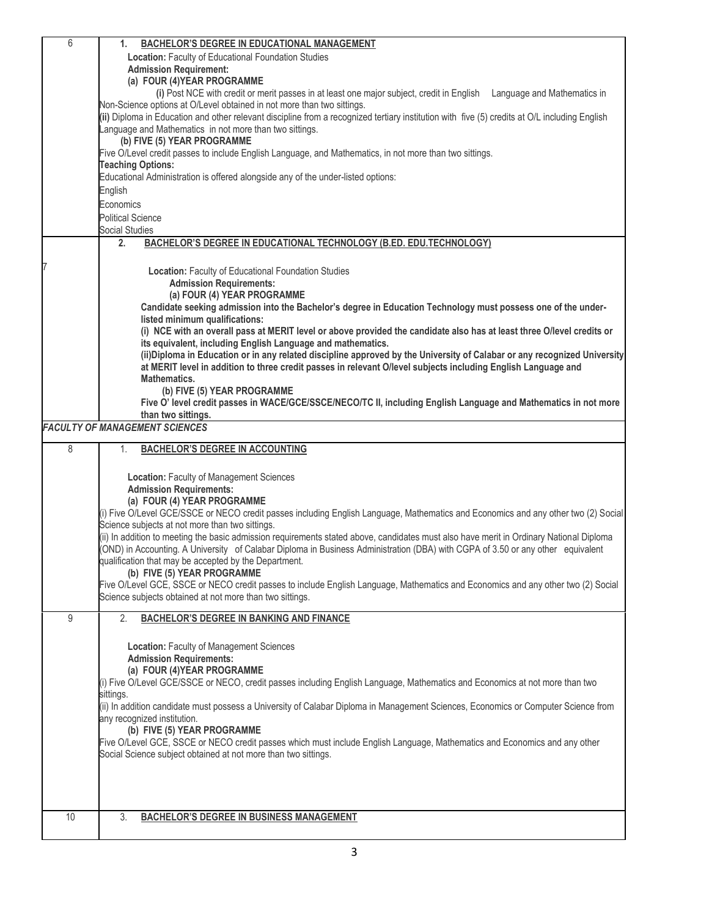| | |
|---|---|
| 6 | **1. BACHELOR'S DEGREE IN EDUCATIONAL MANAGEMENT**<br>**Location:** Faculty of Educational Foundation Studies<br>**Admission Requirement:**<br>**(a) FOUR (4)YEAR PROGRAMME**<br>**(i)** Post NCE with credit or merit passes in at least one major subject, credit in English Language and Mathematics in Non-Science options at O/Level obtained in not more than two sittings.<br>**(ii)** Diploma in Education and other relevant discipline from a recognized tertiary institution with five (5) credits at O/L including English Language and Mathematics in not more than two sittings.<br>**(b) FIVE (5) YEAR PROGRAMME**<br>Five O/Level credit passes to include English Language, and Mathematics, in not more than two sittings.<br>**Teaching Options:**<br>Educational Administration is offered alongside any of the under-listed options:<br>English<br>Economics<br>Political Science<br>Social Studies |
| 7 | **2. BACHELOR'S DEGREE IN EDUCATIONAL TECHNOLOGY (B.ED. EDU.TECHNOLOGY)**<br>**Location:** Faculty of Educational Foundation Studies<br>**Admission Requirements:**<br>**(a) FOUR (4) YEAR PROGRAMME**<br>**Candidate seeking admission into the Bachelor's degree in Education Technology must possess one of the under-listed minimum qualifications:**<br>**(i) NCE with an overall pass at MERIT level or above provided the candidate also has at least three O/level credits or its equivalent, including English Language and mathematics.**<br>**(ii)Diploma in Education or in any related discipline approved by the University of Calabar or any recognized University at MERIT level in addition to three credit passes in relevant O/level subjects including English Language and Mathematics.**<br>**(b) FIVE (5) YEAR PROGRAMME**<br>**Five O' level credit passes in WACE/GCE/SSCE/NECO/TC II, including English Language and Mathematics in not more than two sittings.** |
| ***FACULTY OF MANAGEMENT SCIENCES*** | |
| 8 | **1. BACHELOR'S DEGREE IN ACCOUNTING**<br>**Location:** Faculty of Management Sciences<br>**Admission Requirements:**<br>**(a) FOUR (4) YEAR PROGRAMME**<br>(i) Five O/Level GCE/SSCE or NECO credit passes including English Language, Mathematics and Economics and any other two (2) Social Science subjects at not more than two sittings.<br>(ii) In addition to meeting the basic admission requirements stated above, candidates must also have merit in Ordinary National Diploma (OND) in Accounting. A University of Calabar Diploma in Business Administration (DBA) with CGPA of 3.50 or any other equivalent qualification that may be accepted by the Department.<br>**(b) FIVE (5) YEAR PROGRAMME**<br>Five O/Level GCE, SSCE or NECO credit passes to include English Language, Mathematics and Economics and any other two (2) Social Science subjects obtained at not more than two sittings. |
| 9 | **2. BACHELOR'S DEGREE IN BANKING AND FINANCE**<br>**Location:** Faculty of Management Sciences<br>**Admission Requirements:**<br>**(a) FOUR (4)YEAR PROGRAMME**<br>(i) Five O/Level GCE/SSCE or NECO, credit passes including English Language, Mathematics and Economics at not more than two sittings.<br>(ii) In addition candidate must possess a University of Calabar Diploma in Management Sciences, Economics or Computer Science from any recognized institution.<br>**(b) FIVE (5) YEAR PROGRAMME**<br>Five O/Level GCE, SSCE or NECO credit passes which must include English Language, Mathematics and Economics and any other Social Science subject obtained at not more than two sittings. |
| 10 | **3. BACHELOR'S DEGREE IN BUSINESS MANAGEMENT** |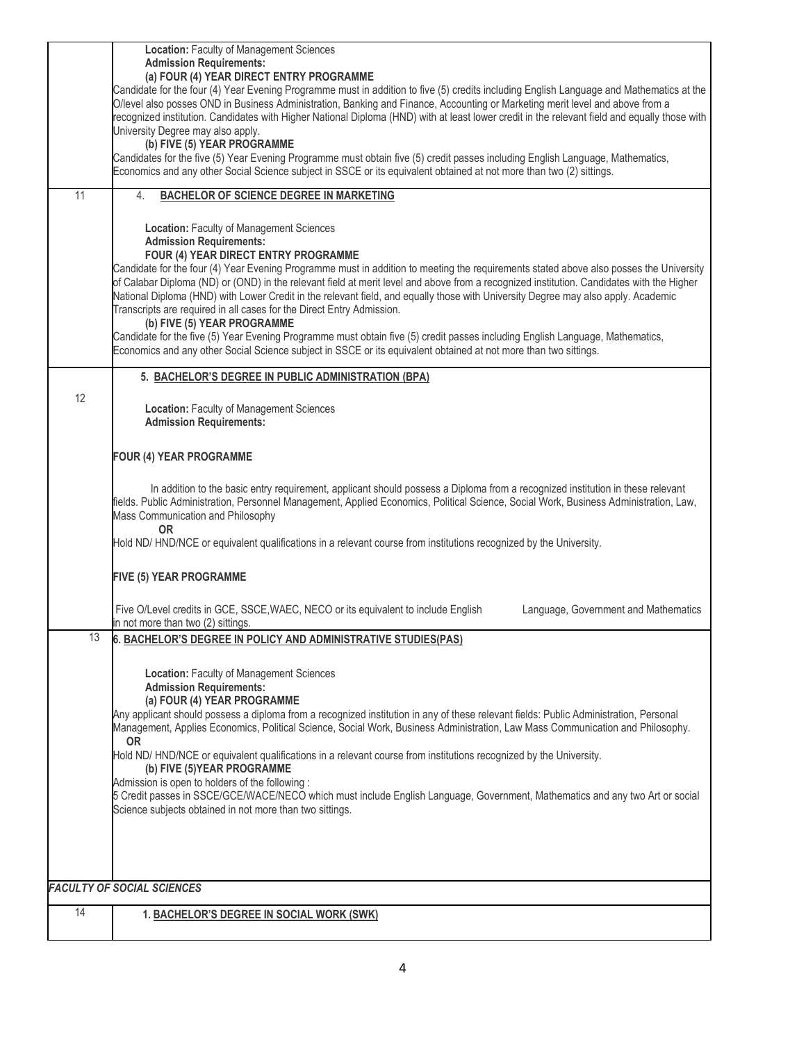| | |
|---|---|
| | **Location:** Faculty of Management Sciences<br>**Admission Requirements:**<br>**(a) FOUR (4) YEAR DIRECT ENTRY PROGRAMME**<br>Candidate for the four (4) Year Evening Programme must in addition to five (5) credits including English Language and Mathematics at the O/level also posses OND in Business Administration, Banking and Finance, Accounting or Marketing merit level and above from a recognized institution. Candidates with Higher National Diploma (HND) with at least lower credit in the relevant field and equally those with University Degree may also apply.<br>**(b) FIVE (5) YEAR PROGRAMME**<br>Candidates for the five (5) Year Evening Programme must obtain five (5) credit passes including English Language, Mathematics, Economics and any other Social Science subject in SSCE or its equivalent obtained at not more than two (2) sittings. |
| 11 | 4. **<u>BACHELOR OF SCIENCE DEGREE IN MARKETING</u>**<br><br>**Location:** Faculty of Management Sciences<br>**Admission Requirements:**<br>**FOUR (4) YEAR DIRECT ENTRY PROGRAMME**<br>Candidate for the four (4) Year Evening Programme must in addition to meeting the requirements stated above also posses the University of Calabar Diploma (ND) or (OND) in the relevant field at merit level and above from a recognized institution. Candidates with the Higher National Diploma (HND) with Lower Credit in the relevant field, and equally those with University Degree may also apply. Academic Transcripts are required in all cases for the Direct Entry Admission.<br>**(b) FIVE (5) YEAR PROGRAMME**<br>Candidate for the five (5) Year Evening Programme must obtain five (5) credit passes including English Language, Mathematics, Economics and any other Social Science subject in SSCE or its equivalent obtained at not more than two sittings. |
| 12 | **5. <u>BACHELOR'S DEGREE IN PUBLIC ADMINISTRATION (BPA)</u>**<br><br>**Location:** Faculty of Management Sciences<br>**Admission Requirements:**<br><br>**FOUR (4) YEAR PROGRAMME**<br><br>In addition to the basic entry requirement, applicant should possess a Diploma from a recognized institution in these relevant fields. Public Administration, Personnel Management, Applied Economics, Political Science, Social Work, Business Administration, Law, Mass Communication and Philosophy<br>**OR**<br>Hold ND/ HND/NCE or equivalent qualifications in a relevant course from institutions recognized by the University.<br><br>**FIVE (5) YEAR PROGRAMME**<br><br>Five O/Level credits in GCE, SSCE,WAEC, NECO or its equivalent to include English Language, Government and Mathematics in not more than two (2) sittings. |
| 13 | **6. <u>BACHELOR'S DEGREE IN POLICY AND ADMINISTRATIVE STUDIES(PAS)</u>**<br><br>**Location:** Faculty of Management Sciences<br>**Admission Requirements:**<br>**(a) FOUR (4) YEAR PROGRAMME**<br>Any applicant should possess a diploma from a recognized institution in any of these relevant fields: Public Administration, Personal Management, Applies Economics, Political Science, Social Work, Business Administration, Law Mass Communication and Philosophy.<br>**OR**<br>Hold ND/ HND/NCE or equivalent qualifications in a relevant course from institutions recognized by the University.<br>**(b) FIVE (5)YEAR PROGRAMME**<br>Admission is open to holders of the following :<br>5 Credit passes in SSCE/GCE/WACE/NECO which must include English Language, Government, Mathematics and any two Art or social Science subjects obtained in not more than two sittings. |
| ***FACULTY OF SOCIAL SCIENCES*** | |
| 14 | **1. <u>BACHELOR'S DEGREE IN SOCIAL WORK (SWK)</u>** |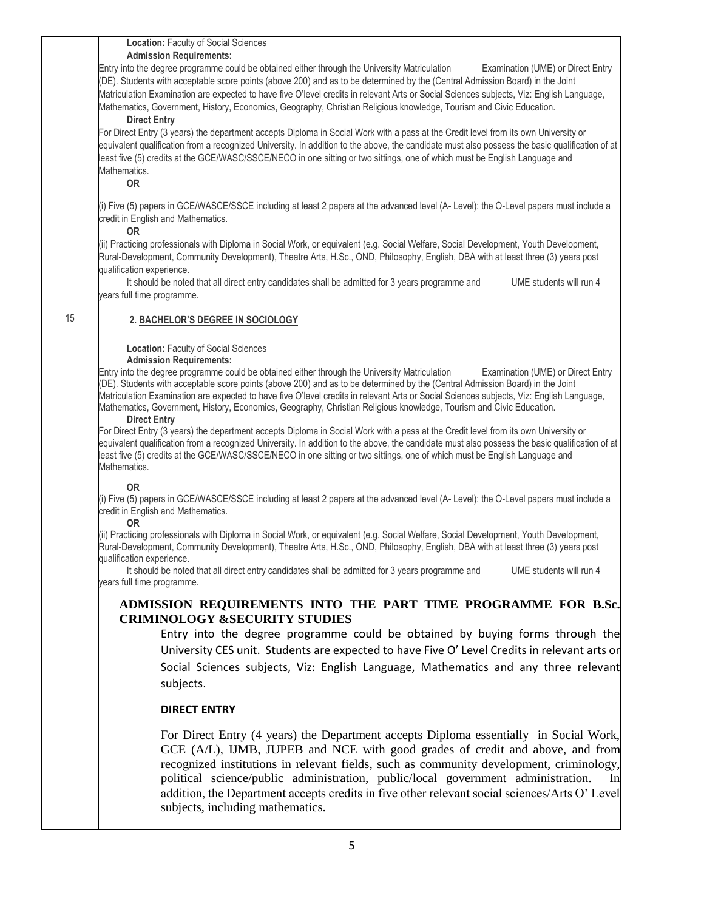| | |
|---|---|
| | **Location:** Faculty of Social Sciences<br>**Admission Requirements:**<br>Entry into the degree programme could be obtained either through the University Matriculation Examination (UME) or Direct Entry (DE). Students with acceptable score points (above 200) and as to be determined by the (Central Admission Board) in the Joint Matriculation Examination are expected to have five O'level credits in relevant Arts or Social Sciences subjects, Viz: English Language, Mathematics, Government, History, Economics, Geography, Christian Religious knowledge, Tourism and Civic Education.<br>**Direct Entry**<br>For Direct Entry (3 years) the department accepts Diploma in Social Work with a pass at the Credit level from its own University or equivalent qualification from a recognized University. In addition to the above, the candidate must also possess the basic qualification of at least five (5) credits at the GCE/WASC/SSCE/NECO in one sitting or two sittings, one of which must be English Language and Mathematics.<br>**OR**<br>(i) Five (5) papers in GCE/WASCE/SSCE including at least 2 papers at the advanced level (A- Level): the O-Level papers must include a credit in English and Mathematics.<br>**OR**<br>(ii) Practicing professionals with Diploma in Social Work, or equivalent (e.g. Social Welfare, Social Development, Youth Development, Rural-Development, Community Development), Theatre Arts, H.Sc., OND, Philosophy, English, DBA with at least three (3) years post qualification experience.<br>It should be noted that all direct entry candidates shall be admitted for 3 years programme and UME students will run 4 years full time programme. |
| 15 | **2. BACHELOR'S DEGREE IN SOCIOLOGY**<br><br>**Location:** Faculty of Social Sciences<br>**Admission Requirements:**<br>Entry into the degree programme could be obtained either through the University Matriculation Examination (UME) or Direct Entry (DE). Students with acceptable score points (above 200) and as to be determined by the (Central Admission Board) in the Joint Matriculation Examination are expected to have five O'level credits in relevant Arts or Social Sciences subjects, Viz: English Language, Mathematics, Government, History, Economics, Geography, Christian Religious knowledge, Tourism and Civic Education.<br>**Direct Entry**<br>For Direct Entry (3 years) the department accepts Diploma in Social Work with a pass at the Credit level from its own University or equivalent qualification from a recognized University. In addition to the above, the candidate must also possess the basic qualification of at least five (5) credits at the GCE/WASC/SSCE/NECO in one sitting or two sittings, one of which must be English Language and Mathematics.<br>**OR**<br>(i) Five (5) papers in GCE/WASCE/SSCE including at least 2 papers at the advanced level (A- Level): the O-Level papers must include a credit in English and Mathematics.<br>**OR**<br>(ii) Practicing professionals with Diploma in Social Work, or equivalent (e.g. Social Welfare, Social Development, Youth Development, Rural-Development, Community Development), Theatre Arts, H.Sc., OND, Philosophy, English, DBA with at least three (3) years post qualification experience.<br>It should be noted that all direct entry candidates shall be admitted for 3 years programme and UME students will run 4 years full time programme.<br><br>**ADMISSION REQUIREMENTS INTO THE PART TIME PROGRAMME FOR B.Sc. CRIMINOLOGY &SECURITY STUDIES**<br>Entry into the degree programme could be obtained by buying forms through the University CES unit. Students are expected to have Five O' Level Credits in relevant arts or Social Sciences subjects, Viz: English Language, Mathematics and any three relevant subjects.<br>**DIRECT ENTRY**<br>For Direct Entry (4 years) the Department accepts Diploma essentially in Social Work, GCE (A/L), IJMB, JUPEB and NCE with good grades of credit and above, and from recognized institutions in relevant fields, such as community development, criminology, political science/public administration, public/local government administration. In addition, the Department accepts credits in five other relevant social sciences/Arts O' Level subjects, including mathematics. |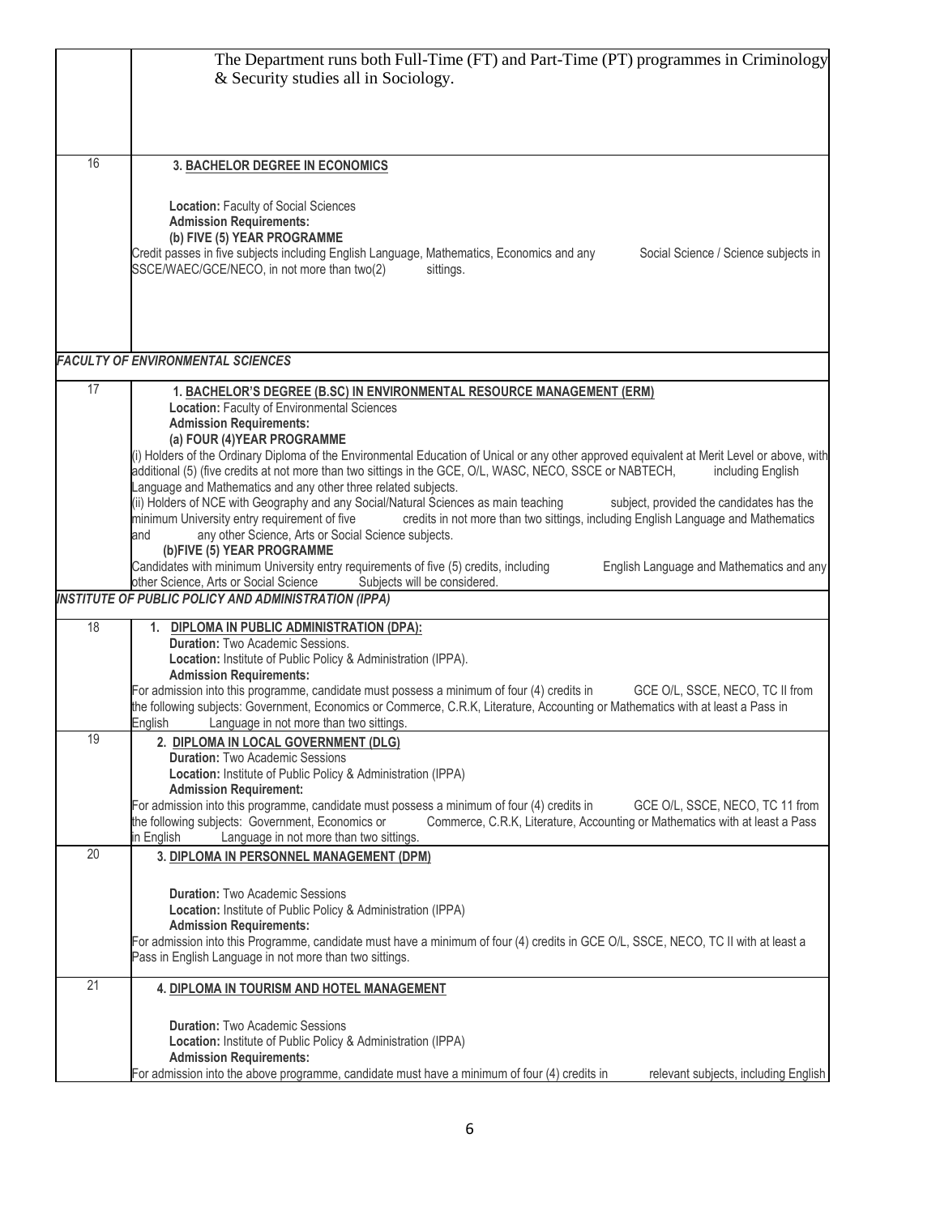| | |
|---|---|
| | The Department runs both Full-Time (FT) and Part-Time (PT) programmes in Criminology & Security studies all in Sociology. |
| 16 | **3. BACHELOR DEGREE IN ECONOMICS**<br><br>**Location:** Faculty of Social Sciences<br>**Admission Requirements:**<br>**(b) FIVE (5) YEAR PROGRAMME**<br>Credit passes in five subjects including English Language, Mathematics, Economics and any Social Science / Science subjects in SSCE/WAEC/GCE/NECO, in not more than two(2) sittings. |
| ***FACULTY OF ENVIRONMENTAL SCIENCES*** | |
| 17 | **1. BACHELOR'S DEGREE (B.SC) IN ENVIRONMENTAL RESOURCE MANAGEMENT (ERM)**<br>**Location:** Faculty of Environmental Sciences<br>**Admission Requirements:**<br>**(a) FOUR (4)YEAR PROGRAMME**<br>(i) Holders of the Ordinary Diploma of the Environmental Education of Unical or any other approved equivalent at Merit Level or above, with additional (5) (five credits at not more than two sittings in the GCE, O/L, WASC, NECO, SSCE or NABTECH, including English Language and Mathematics and any other three related subjects.<br>(ii) Holders of NCE with Geography and any Social/Natural Sciences as main teaching subject, provided the candidates has the minimum University entry requirement of five credits in not more than two sittings, including English Language and Mathematics and any other Science, Arts or Social Science subjects.<br>**(b)FIVE (5) YEAR PROGRAMME**<br>Candidates with minimum University entry requirements of five (5) credits, including English Language and Mathematics and any other Science, Arts or Social Science Subjects will be considered. |
| ***INSTITUTE OF PUBLIC POLICY AND ADMINISTRATION (IPPA)*** | |
| 18 | **1. DIPLOMA IN PUBLIC ADMINISTRATION (DPA):**<br>**Duration:** Two Academic Sessions.<br>**Location:** Institute of Public Policy & Administration (IPPA).<br>**Admission Requirements:**<br>For admission into this programme, candidate must possess a minimum of four (4) credits in GCE O/L, SSCE, NECO, TC II from the following subjects: Government, Economics or Commerce, C.R.K, Literature, Accounting or Mathematics with at least a Pass in English Language in not more than two sittings. |
| 19 | **2. DIPLOMA IN LOCAL GOVERNMENT (DLG)**<br>**Duration:** Two Academic Sessions<br>**Location:** Institute of Public Policy & Administration (IPPA)<br>**Admission Requirement:**<br>For admission into this programme, candidate must possess a minimum of four (4) credits in GCE O/L, SSCE, NECO, TC 11 from the following subjects: Government, Economics or Commerce, C.R.K, Literature, Accounting or Mathematics with at least a Pass in English Language in not more than two sittings. |
| 20 | **3. DIPLOMA IN PERSONNEL MANAGEMENT (DPM)**<br><br>**Duration:** Two Academic Sessions<br>**Location:** Institute of Public Policy & Administration (IPPA)<br>**Admission Requirements:**<br>For admission into this Programme, candidate must have a minimum of four (4) credits in GCE O/L, SSCE, NECO, TC II with at least a Pass in English Language in not more than two sittings. |
| 21 | **4. DIPLOMA IN TOURISM AND HOTEL MANAGEMENT**<br><br>**Duration:** Two Academic Sessions<br>**Location:** Institute of Public Policy & Administration (IPPA)<br>**Admission Requirements:**<br>For admission into the above programme, candidate must have a minimum of four (4) credits in relevant subjects, including English |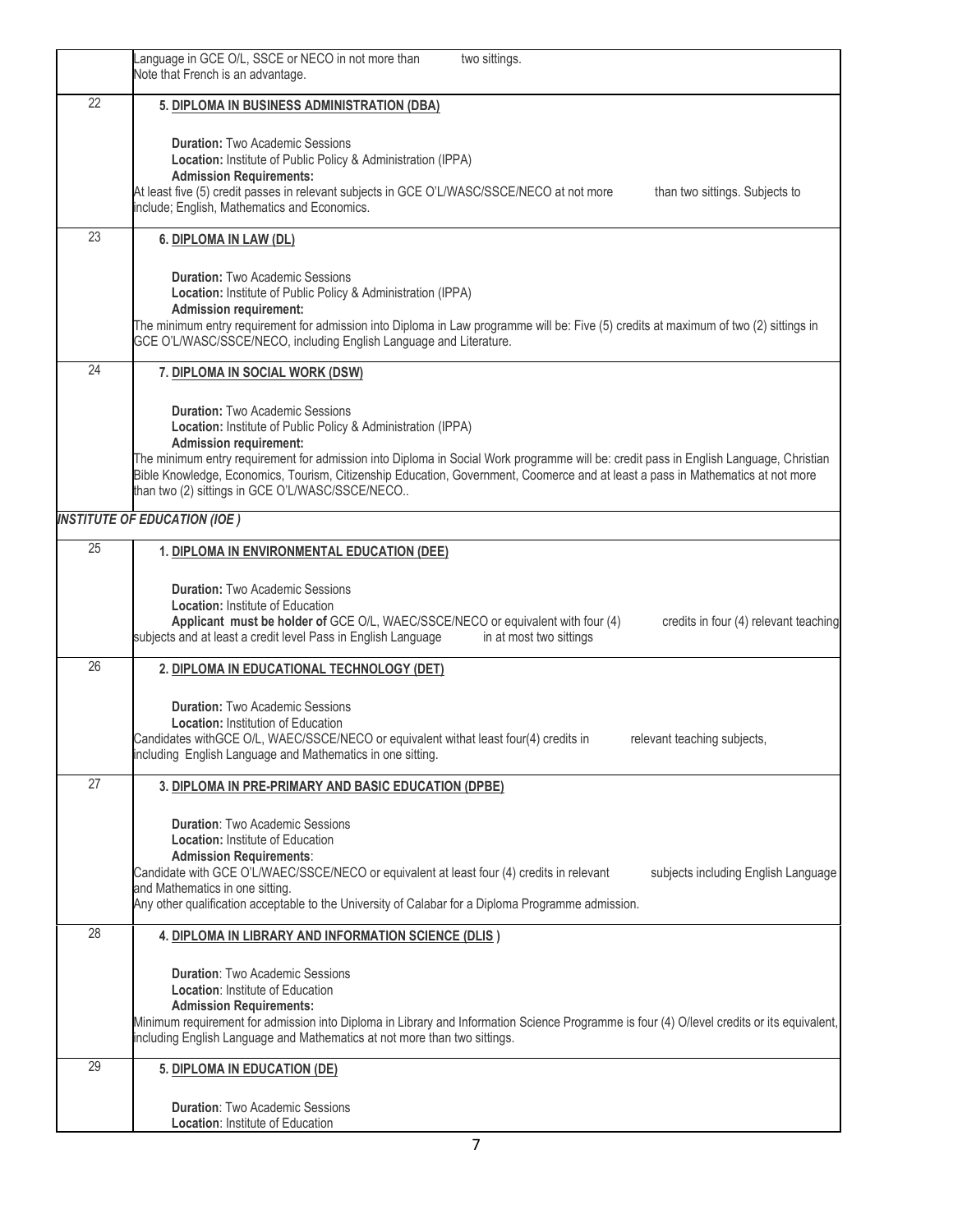| | |
|---|---|
| | Language in GCE O/L, SSCE or NECO in not more than two sittings.<br>Note that French is an advantage. |
| 22 | **5. DIPLOMA IN BUSINESS ADMINISTRATION (DBA)**<br><br>**Duration:** Two Academic Sessions<br>**Location:** Institute of Public Policy & Administration (IPPA)<br>**Admission Requirements:**<br>At least five (5) credit passes in relevant subjects in GCE O'L/WASC/SSCE/NECO at not more than two sittings. Subjects to include; English, Mathematics and Economics. |
| 23 | **6. DIPLOMA IN LAW (DL)**<br><br>**Duration:** Two Academic Sessions<br>**Location:** Institute of Public Policy & Administration (IPPA)<br>**Admission requirement:**<br>The minimum entry requirement for admission into Diploma in Law programme will be: Five (5) credits at maximum of two (2) sittings in GCE O'L/WASC/SSCE/NECO, including English Language and Literature. |
| 24 | **7. DIPLOMA IN SOCIAL WORK (DSW)**<br><br>**Duration:** Two Academic Sessions<br>**Location:** Institute of Public Policy & Administration (IPPA)<br>**Admission requirement:**<br>The minimum entry requirement for admission into Diploma in Social Work programme will be: credit pass in English Language, Christian Bible Knowledge, Economics, Tourism, Citizenship Education, Government, Coomerce and at least a pass in Mathematics at not more than two (2) sittings in GCE O'L/WASC/SSCE/NECO.. |
| ***INSTITUTE OF EDUCATION (IOE )*** | |
| 25 | **1. DIPLOMA IN ENVIRONMENTAL EDUCATION (DEE)**<br><br>**Duration:** Two Academic Sessions<br>**Location:** Institute of Education<br>**Applicant must be holder of** GCE O/L, WAEC/SSCE/NECO or equivalent with four (4) credits in four (4) relevant teaching subjects and at least a credit level Pass in English Language in at most two sittings |
| 26 | **2. DIPLOMA IN EDUCATIONAL TECHNOLOGY (DET)**<br><br>**Duration:** Two Academic Sessions<br>**Location:** Institution of Education<br>Candidates withGCE O/L, WAEC/SSCE/NECO or equivalent withat least four(4) credits in relevant teaching subjects, including English Language and Mathematics in one sitting. |
| 27 | **3. DIPLOMA IN PRE-PRIMARY AND BASIC EDUCATION (DPBE)**<br><br>**Duration**: Two Academic Sessions<br>**Location:** Institute of Education<br>**Admission Requirements**:<br>Candidate with GCE O'L/WAEC/SSCE/NECO or equivalent at least four (4) credits in relevant subjects including English Language and Mathematics in one sitting.<br>Any other qualification acceptable to the University of Calabar for a Diploma Programme admission. |
| 28 | **4. DIPLOMA IN LIBRARY AND INFORMATION SCIENCE (DLIS )**<br><br>**Duration**: Two Academic Sessions<br>**Location**: Institute of Education<br>**Admission Requirements:**<br>Minimum requirement for admission into Diploma in Library and Information Science Programme is four (4) O/level credits or its equivalent, including English Language and Mathematics at not more than two sittings. |
| 29 | **5. DIPLOMA IN EDUCATION (DE)**<br><br>**Duration**: Two Academic Sessions<br>**Location**: Institute of Education |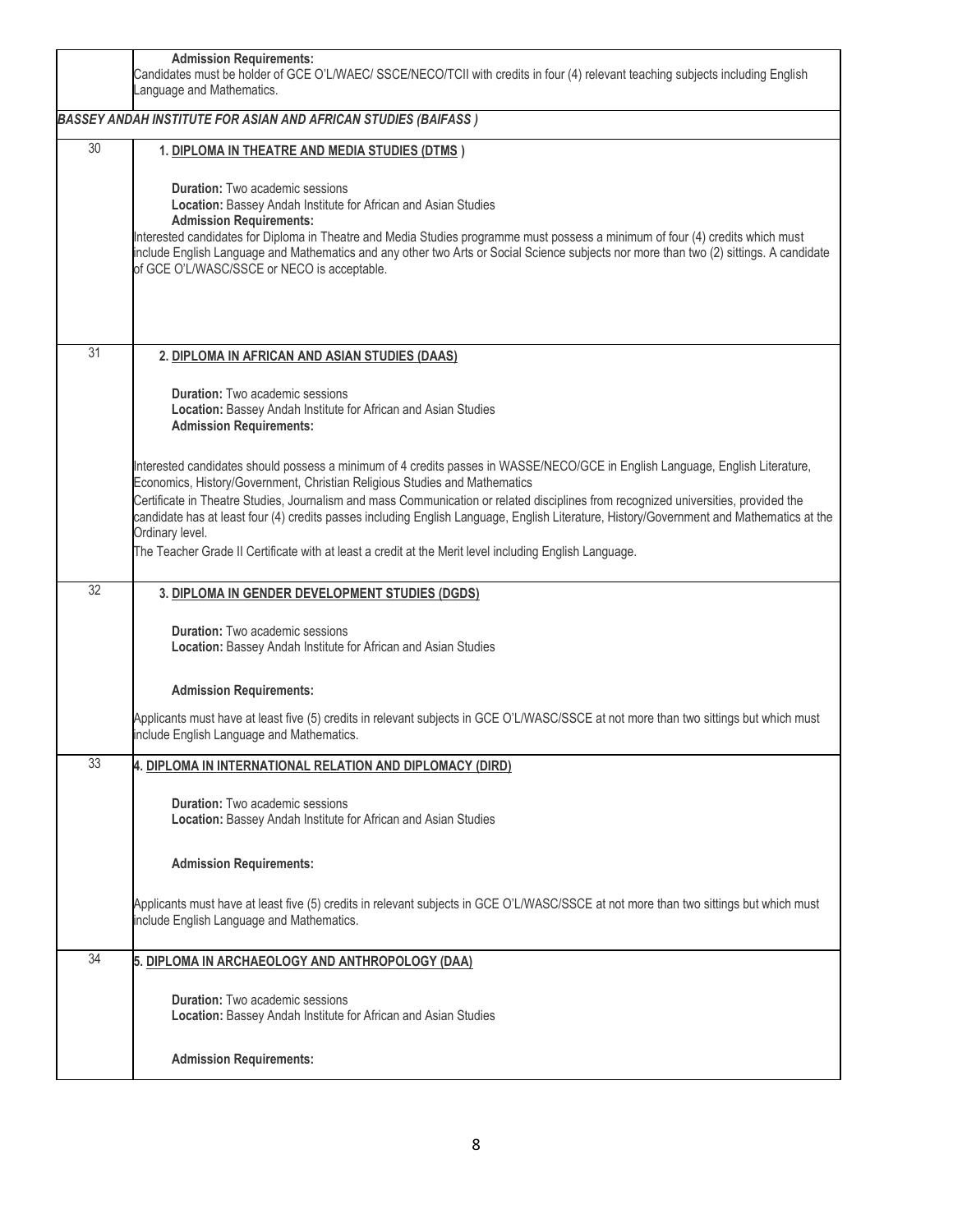| | |
|---|---|
| | **Admission Requirements:**<br>Candidates must be holder of GCE O'L/WAEC/ SSCE/NECO/TCII with credits in four (4) relevant teaching subjects including English Language and Mathematics. |
| ***BASSEY ANDAH INSTITUTE FOR ASIAN AND AFRICAN STUDIES (BAIFASS )*** | |
| 30 | **1. DIPLOMA IN THEATRE AND MEDIA STUDIES (DTMS )**<br><br>**Duration:** Two academic sessions<br>**Location:** Bassey Andah Institute for African and Asian Studies<br>**Admission Requirements:**<br>Interested candidates for Diploma in Theatre and Media Studies programme must possess a minimum of four (4) credits which must include English Language and Mathematics and any other two Arts or Social Science subjects nor more than two (2) sittings. A candidate of GCE O'L/WASC/SSCE or NECO is acceptable. |
| 31 | **2. DIPLOMA IN AFRICAN AND ASIAN STUDIES (DAAS)**<br><br>**Duration:** Two academic sessions<br>**Location:** Bassey Andah Institute for African and Asian Studies<br>**Admission Requirements:**<br><br>Interested candidates should possess a minimum of 4 credits passes in WASSE/NECO/GCE in English Language, English Literature, Economics, History/Government, Christian Religious Studies and Mathematics<br>Certificate in Theatre Studies, Journalism and mass Communication or related disciplines from recognized universities, provided the candidate has at least four (4) credits passes including English Language, English Literature, History/Government and Mathematics at the Ordinary level.<br>The Teacher Grade II Certificate with at least a credit at the Merit level including English Language. |
| 32 | **3. DIPLOMA IN GENDER DEVELOPMENT STUDIES (DGDS)**<br><br>**Duration:** Two academic sessions<br>**Location:** Bassey Andah Institute for African and Asian Studies<br><br>**Admission Requirements:**<br><br>Applicants must have at least five (5) credits in relevant subjects in GCE O'L/WASC/SSCE at not more than two sittings but which must include English Language and Mathematics. |
| 33 | **4. DIPLOMA IN INTERNATIONAL RELATION AND DIPLOMACY (DIRD)**<br><br>**Duration:** Two academic sessions<br>**Location:** Bassey Andah Institute for African and Asian Studies<br><br>**Admission Requirements:**<br><br>Applicants must have at least five (5) credits in relevant subjects in GCE O'L/WASC/SSCE at not more than two sittings but which must include English Language and Mathematics. |
| 34 | **5. DIPLOMA IN ARCHAEOLOGY AND ANTHROPOLOGY (DAA)**<br><br>**Duration:** Two academic sessions<br>**Location:** Bassey Andah Institute for African and Asian Studies<br><br>**Admission Requirements:** |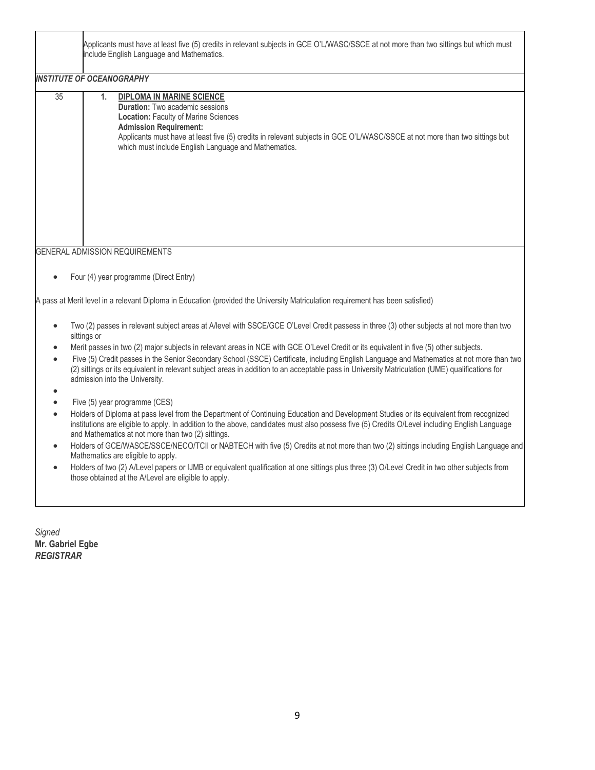| | |
|---|---|
| | Applicants must have at least five (5) credits in relevant subjects in GCE O'L/WASC/SSCE at not more than two sittings but which must include English Language and Mathematics. |
| ***INSTITUTE OF OCEANOGRAPHY*** | |
| 35 | 1. **DIPLOMA IN MARINE SCIENCE**<br>**Duration:** Two academic sessions<br>**Location:** Faculty of Marine Sciences<br>**Admission Requirement:**<br>Applicants must have at least five (5) credits in relevant subjects in GCE O'L/WASC/SSCE at not more than two sittings but which must include English Language and Mathematics. |

GENERAL ADMISSION REQUIREMENTS

- Four (4) year programme (Direct Entry)

A pass at Merit level in a relevant Diploma in Education (provided the University Matriculation requirement has been satisfied)

- Two (2) passes in relevant subject areas at A/level with SSCE/GCE O'Level Credit passess in three (3) other subjects at not more than two sittings or
- Merit passes in two (2) major subjects in relevant areas in NCE with GCE O'Level Credit or its equivalent in five (5) other subjects.
- Five (5) Credit passes in the Senior Secondary School (SSCE) Certificate, including English Language and Mathematics at not more than two (2) sittings or its equivalent in relevant subject areas in addition to an acceptable pass in University Matriculation (UME) qualifications for admission into the University.
- Five (5) year programme (CES)
- Holders of Diploma at pass level from the Department of Continuing Education and Development Studies or its equivalent from recognized institutions are eligible to apply. In addition to the above, candidates must also possess five (5) Credits O/Level including English Language and Mathematics at not more than two (2) sittings.
- Holders of GCE/WASCE/SSCE/NECO/TCII or NABTECH with five (5) Credits at not more than two (2) sittings including English Language and Mathematics are eligible to apply.
- Holders of two (2) A/Level papers or IJMB or equivalent qualification at one sittings plus three (3) O/Level Credit in two other subjects from those obtained at the A/Level are eligible to apply.

*Signed*
**Mr. Gabriel Egbe**
***REGISTRAR***